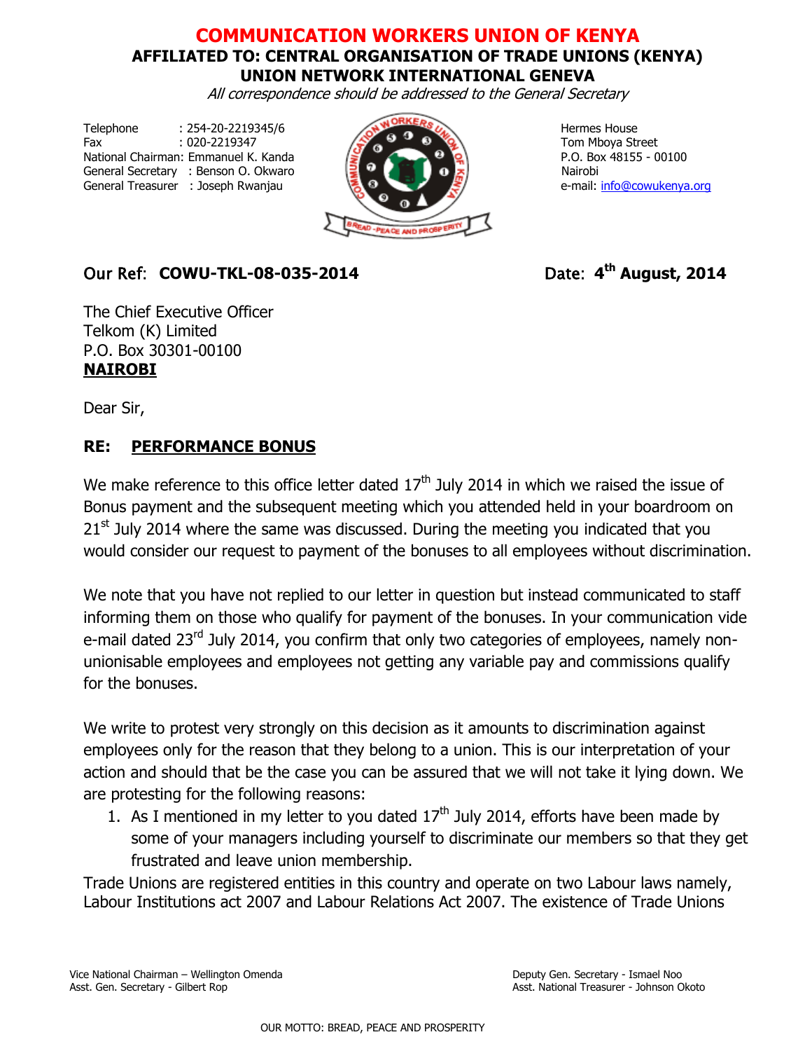# COMMUNICATION WORKERS UNION OF KENYA

**AFFILIATED TO: CENTRAL ORGANISATION OF TRADE UNIONS (KENYA)**
**UNION NETWORK INTERNATIONAL GENEVA**

*All correspondence should be addressed to the General Secretary*

Telephone : 254-20-2219345/6
Fax : 020-2219347
National Chairman: Emmanuel K. Kanda
General Secretary : Benson O. Okwaro
General Treasurer : Joseph Rwanjau

Hermes House
Tom Mboya Street
P.O. Box 48155 - 00100
Nairobi
e-mail: info@cowukenya.org

Our Ref: **COWU-TKL-08-035-2014**

Date: **4th August, 2014**

The Chief Executive Officer
Telkom (K) Limited
P.O. Box 30301-00100
**NAIROBI**

Dear Sir,

**RE: PERFORMANCE BONUS**

We make reference to this office letter dated 17th July 2014 in which we raised the issue of Bonus payment and the subsequent meeting which you attended held in your boardroom on 21st July 2014 where the same was discussed. During the meeting you indicated that you would consider our request to payment of the bonuses to all employees without discrimination.

We note that you have not replied to our letter in question but instead communicated to staff informing them on those who qualify for payment of the bonuses. In your communication vide e-mail dated 23rd July 2014, you confirm that only two categories of employees, namely non-unionisable employees and employees not getting any variable pay and commissions qualify for the bonuses.

We write to protest very strongly on this decision as it amounts to discrimination against employees only for the reason that they belong to a union. This is our interpretation of your action and should that be the case you can be assured that we will not take it lying down. We are protesting for the following reasons:

1. As I mentioned in my letter to you dated 17th July 2014, efforts have been made by some of your managers including yourself to discriminate our members so that they get frustrated and leave union membership.

Trade Unions are registered entities in this country and operate on two Labour laws namely, Labour Institutions act 2007 and Labour Relations Act 2007. The existence of Trade Unions

Vice National Chairman – Wellington Omenda
Asst. Gen. Secretary - Gilbert Rop

Deputy Gen. Secretary - Ismael Noo
Asst. National Treasurer - Johnson Okoto

OUR MOTTO: BREAD, PEACE AND PROSPERITY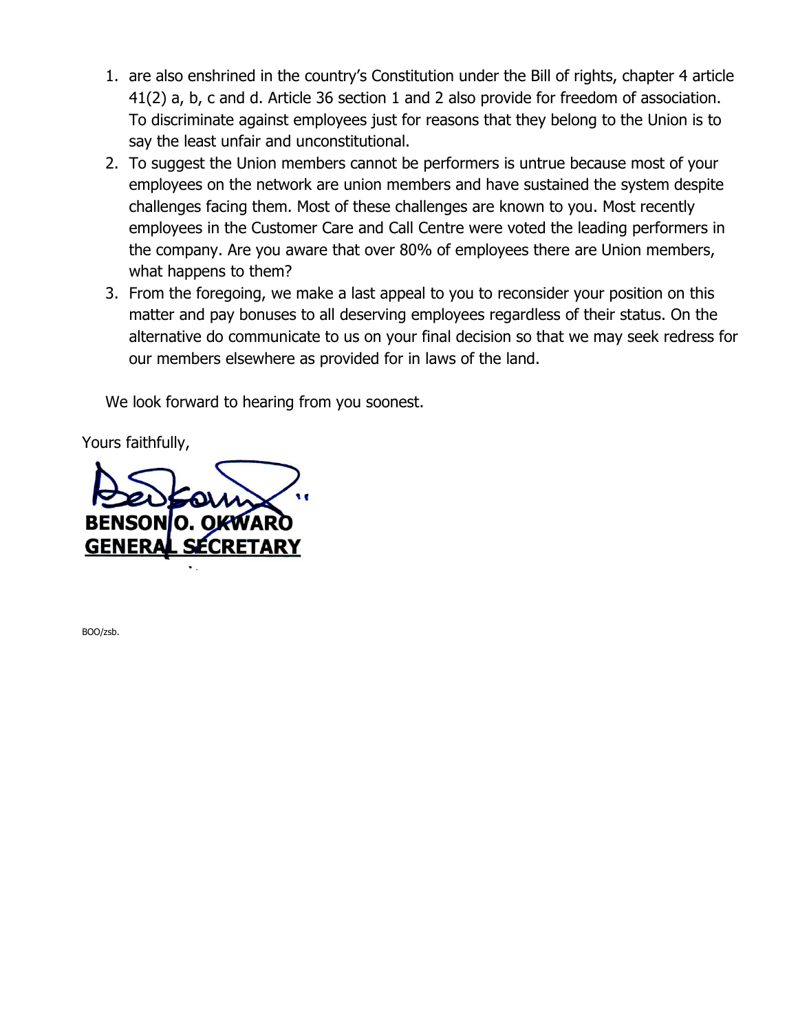1. are also enshrined in the country's Constitution under the Bill of rights, chapter 4 article 41(2) a, b, c and d. Article 36 section 1 and 2 also provide for freedom of association. To discriminate against employees just for reasons that they belong to the Union is to say the least unfair and unconstitutional.
2. To suggest the Union members cannot be performers is untrue because most of your employees on the network are union members and have sustained the system despite challenges facing them. Most of these challenges are known to you. Most recently employees in the Customer Care and Call Centre were voted the leading performers in the company. Are you aware that over 80% of employees there are Union members, what happens to them?
3. From the foregoing, we make a last appeal to you to reconsider your position on this matter and pay bonuses to all deserving employees regardless of their status. On the alternative do communicate to us on your final decision so that we may seek redress for our members elsewhere as provided for in laws of the land.

We look forward to hearing from you soonest.

Yours faithfully,

**BENSON O. OKWARO**
**GENERAL SECRETARY**

BOO/zsb.